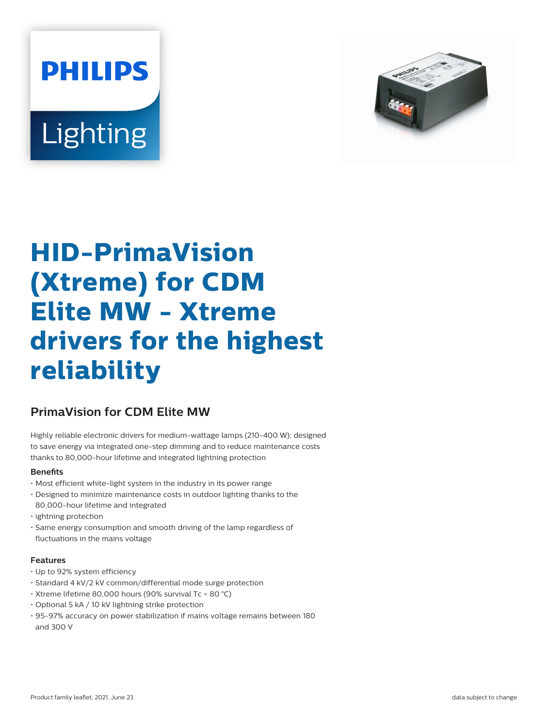PHILIPS

Lighting

# HID-PrimaVision (Xtreme) for CDM Elite MW - Xtreme drivers for the highest reliability

## PrimaVision for CDM Elite MW

Highly reliable electronic drivers for medium-wattage lamps (210-400 W); designed to save energy via integrated one-step dimming and to reduce maintenance costs thanks to 80,000-hour lifetime and integrated lightning protection

### Benefits

- Most efficient white-light system in the industry in its power range
- Designed to minimize maintenance costs in outdoor lighting thanks to the 80,000-hour lifetime and integrated
- ightning protection
- Same energy consumption and smooth driving of the lamp regardless of fluctuations in the mains voltage

### Features

- Up to 92% system efficiency
- Standard 4 kV/2 kV common/differential mode surge protection
- Xtreme lifetime 80,000 hours (90% survival Tc = 80 °C)
- Optional 5 kA / 10 kV lightning strike protection
- 95-97% accuracy on power stabilization if mains voltage remains between 180 and 300 V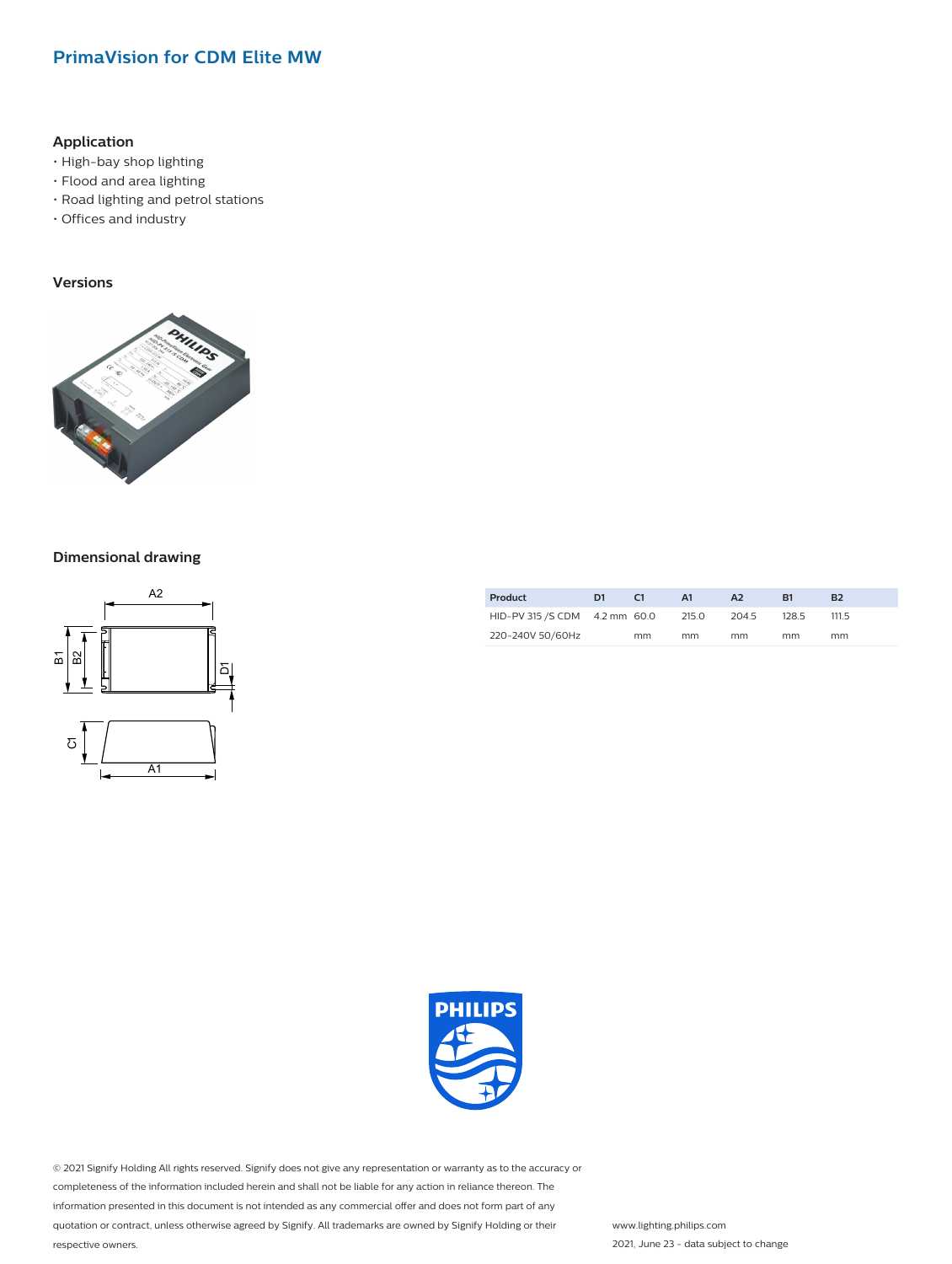## PrimaVision for CDM Elite MW

### Application

- High-bay shop lighting
- Flood and area lighting
- Road lighting and petrol stations
- Offices and industry

### Versions

### Dimensional drawing

A2
B1
B2
D1
C1
A1

| Product | D1 | C1 | A1 | A2 | B1 | B2 |
|---|---|---|---|---|---|---|
| HID-PV 315 /S CDM 220-240V 50/60Hz | 4.2 mm | 60.0 mm | 215.0 mm | 204.5 mm | 128.5 mm | 111.5 mm |

© 2021 Signify Holding All rights reserved. Signify does not give any representation or warranty as to the accuracy or completeness of the information included herein and shall not be liable for any action in reliance thereon. The information presented in this document is not intended as any commercial offer and does not form part of any quotation or contract, unless otherwise agreed by Signify. All trademarks are owned by Signify Holding or their respective owners.

www.lighting.philips.com

2021, June 23 - data subject to change